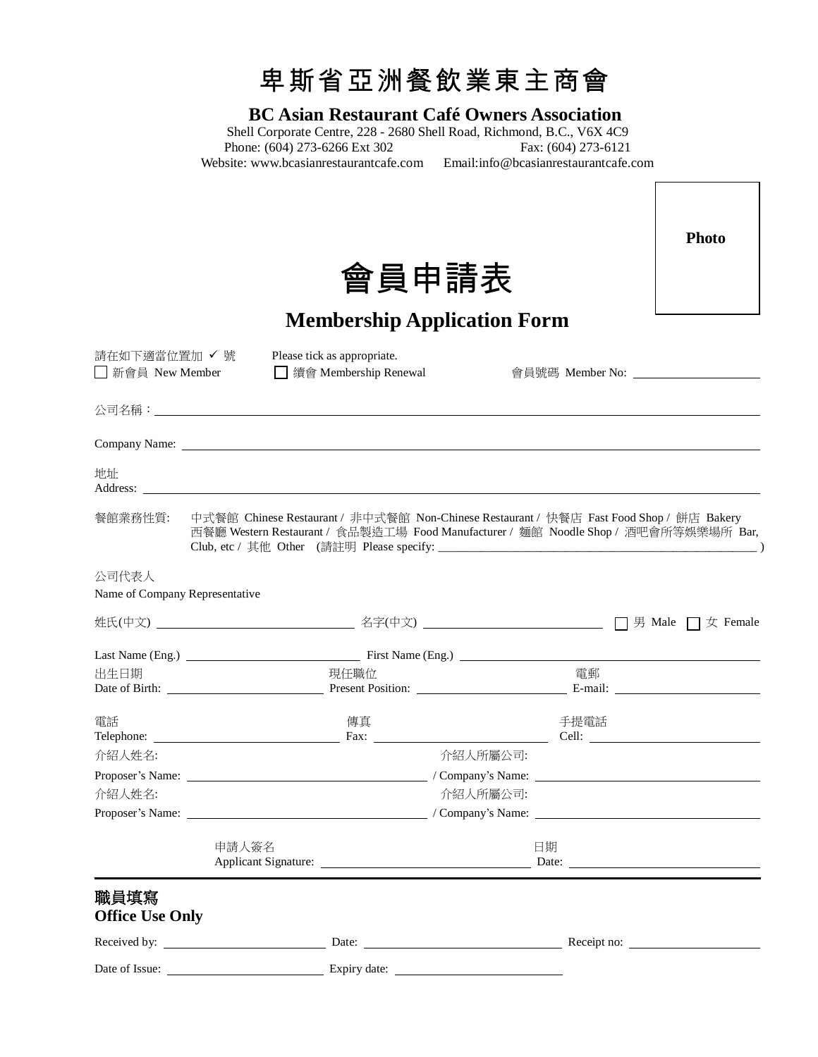# 卑斯省亞洲餐飲業東主商會

**BC Asian Restaurant Café Owners Association**

Shell Corporate Centre, 228 - 2680 Shell Road, Richmond, B.C., V6X 4C9
Phone: (604) 273-6266 Ext 302 Fax: (604) 273-6121
Website: www.bcasianrestaurantcafe.com Email:info@bcasianrestaurantcafe.com

**Photo**

# 會員申請表

## Membership Application Form

請在如下適當位置加 ✓ 號 Please tick as appropriate.

☐ 新會員 New Member ☐ 續會 Membership Renewal 會員號碼 Member No: ____________________

公司名稱：____________________________________________________________

Company Name: ____________________________________________________________

地址
Address: ____________________________________________________________

餐館業務性質: 中式餐館 Chinese Restaurant / 非中式餐館 Non-Chinese Restaurant / 快餐店 Fast Food Shop / 餅店 Bakery 西餐廳 Western Restaurant / 食品製造工場 Food Manufacturer / 麵館 Noodle Shop / 酒吧會所等娛樂場所 Bar, Club, etc / 其他 Other (請註明 Please specify: ________________________________ )

公司代表人
Name of Company Representative

姓氏(中文) ____________________ 名字(中文) ____________________ ☐ 男 Male ☐ 女 Female

Last Name (Eng.) ____________________ First Name (Eng.) ____________________

出生日期
Date of Birth: ____________________

現任職位
Present Position: ____________________

電郵
E-mail: ____________________

電話
Telephone: ____________________

傳真
Fax: ____________________

手提電話
Cell: ____________________

介紹人姓名:
Proposer's Name: ____________________ 介紹人所屬公司: / Company's Name: ____________________

介紹人姓名:
Proposer's Name: ____________________ 介紹人所屬公司: / Company's Name: ____________________

申請人簽名
Applicant Signature: ____________________ 日期 Date: ____________________

---

### 職員填寫
### Office Use Only

Received by: ____________________ Date: ____________________ Receipt no: ____________________

Date of Issue: ____________________ Expiry date: ____________________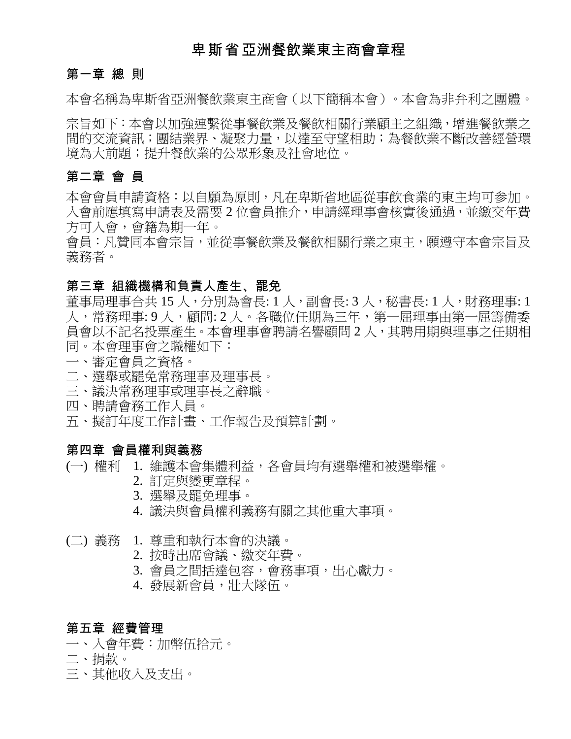# 卑斯省亞洲餐飲業東主商會章程

## 第一章 總 則

本會名稱為卑斯省亞洲餐飲業東主商會（以下簡稱本會）。本會為非弁利之團體。

宗旨如下：本會以加強連繫從事餐飲業及餐飲相關行業顧主之組織，增進餐飲業之間的交流資訊；團結業界、凝聚力量，以達至守望相助；為餐飲業不斷改善經營環境為大前題；提升餐飲業的公眾形象及社會地位。

## 第二章 會 員

本會會員申請資格：以自願為原則，凡在卑斯省地區從事飲食業的東主均可參加。入會前應填寫申請表及需要 2 位會員推介，申請經理事會核實後通過，並繳交年費方可入會，會籍為期一年。

會員：凡贊同本會宗旨，並從事餐飲業及餐飲相關行業之東主，願遵守本會宗旨及義務者。

## 第三章 組織機構和負責人產生、罷免

董事局理事合共 15 人，分別為會長: 1 人，副會長: 3 人，秘書長: 1 人，財務理事: 1 人，常務理事: 9 人，顧問: 2 人。各職位任期為三年，第一屆理事由第一屆籌備委員會以不記名投票產生。本會理事會聘請名譽顧問 2 人，其聘用期與理事之任期相同。本會理事會之職權如下：

一、審定會員之資格。
二、選舉或罷免常務理事及理事長。
三、議決常務理事或理事長之辭職。
四、聘請會務工作人員。
五、擬訂年度工作計畫、工作報告及預算計劃。

## 第四章 會員權利與義務

(一) 權利
1. 維護本會集體利益，各會員均有選舉權和被選舉權。
2. 訂定與變更章程。
3. 選舉及罷免理事。
4. 議決與會員權利義務有關之其他重大事項。

(二) 義務
1. 尊重和執行本會的決議。
2. 按時出席會議、繳交年費。
3. 會員之間括達包容，會務事項，出心獻力。
4. 發展新會員，壯大隊伍。

## 第五章 經費管理

一、入會年費：加幣伍拾元。
二、捐款。
三、其他收入及支出。